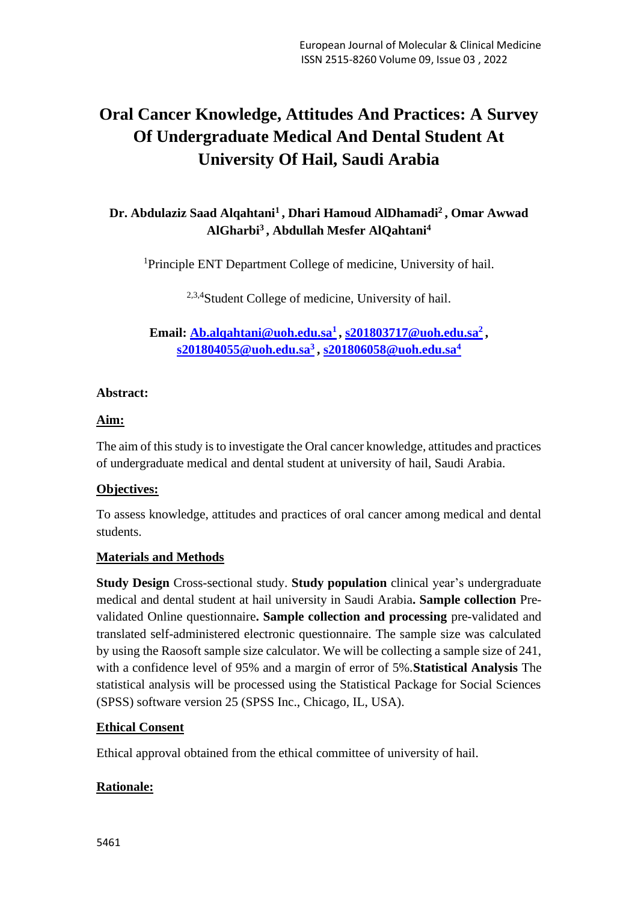# Oral Cancer Knowledge, Attitudes And Practices: A Survey Of Undergraduate Medical And Dental Student At University Of Hail, Saudi Arabia

**Dr. Abdulaziz Saad Alqahtani[1] , Dhari Hamoud AlDhamadi[2] , Omar Awwad AlGharbi[3] , Abdullah Mesfer AlQahtani[4]**

[1]Principle ENT Department College of medicine, University of hail.

[2,3,4]Student College of medicine, University of hail.

**Email:** Ab.alqahtani@uoh.edu.sa[1] , s201803717@uoh.edu.sa[2] , s201804055@uoh.edu.sa[3] , s201806058@uoh.edu.sa[4]

**Abstract:**

**Aim:**

The aim of this study is to investigate the Oral cancer knowledge, attitudes and practices of undergraduate medical and dental student at university of hail, Saudi Arabia.

**Objectives:**

To assess knowledge, attitudes and practices of oral cancer among medical and dental students.

**Materials and Methods**

**Study Design** Cross-sectional study. **Study population** clinical year's undergraduate medical and dental student at hail university in Saudi Arabia**. Sample collection** Pre-validated Online questionnaire**. Sample collection and processing** pre-validated and translated self-administered electronic questionnaire. The sample size was calculated by using the Raosoft sample size calculator. We will be collecting a sample size of 241, with a confidence level of 95% and a margin of error of 5%.**Statistical Analysis** The statistical analysis will be processed using the Statistical Package for Social Sciences (SPSS) software version 25 (SPSS Inc., Chicago, IL, USA).

**Ethical Consent**

Ethical approval obtained from the ethical committee of university of hail.

**Rationale:**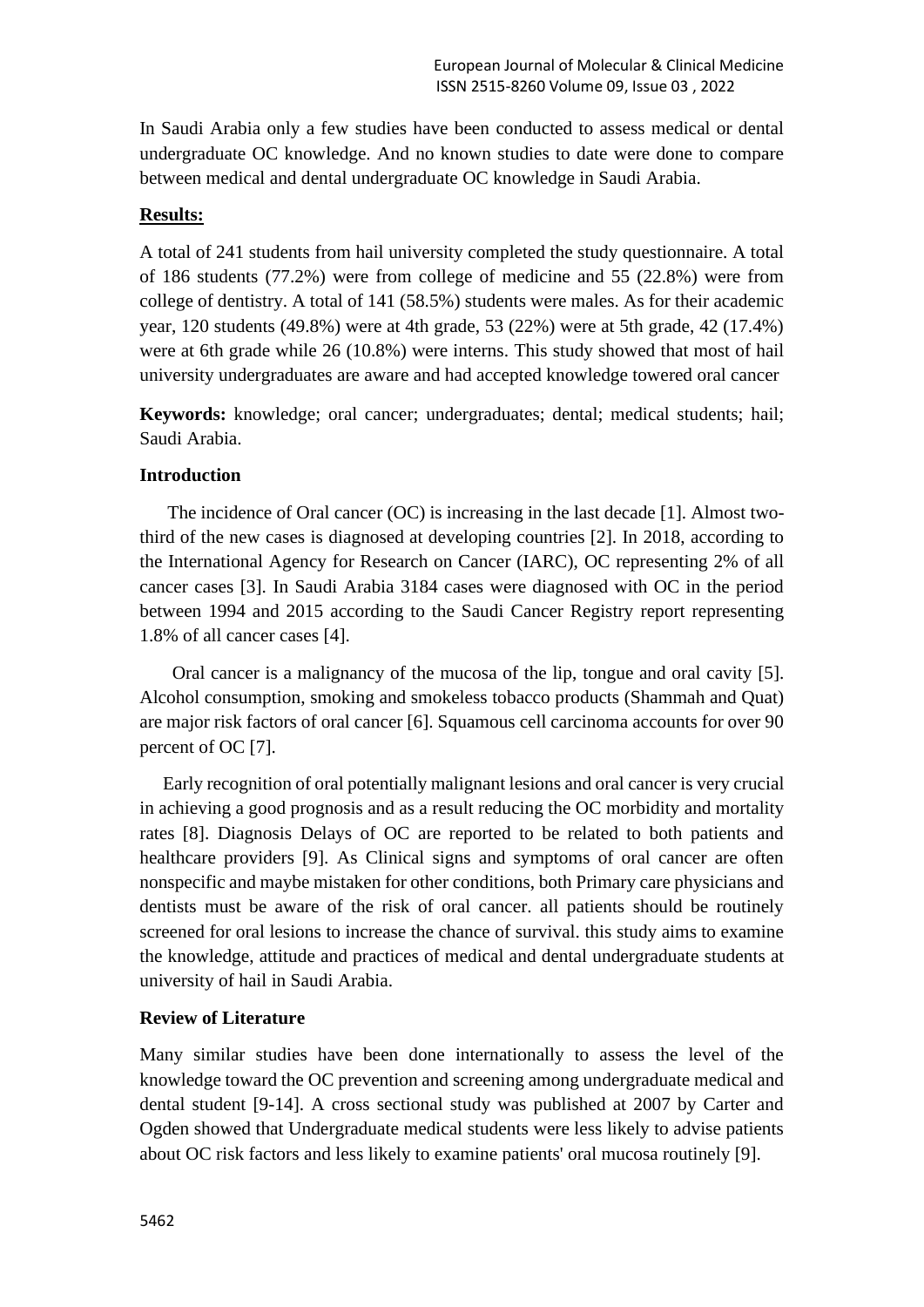In Saudi Arabia only a few studies have been conducted to assess medical or dental undergraduate OC knowledge. And no known studies to date were done to compare between medical and dental undergraduate OC knowledge in Saudi Arabia.

**Results:**

A total of 241 students from hail university completed the study questionnaire. A total of 186 students (77.2%) were from college of medicine and 55 (22.8%) were from college of dentistry. A total of 141 (58.5%) students were males. As for their academic year, 120 students (49.8%) were at 4th grade, 53 (22%) were at 5th grade, 42 (17.4%) were at 6th grade while 26 (10.8%) were interns. This study showed that most of hail university undergraduates are aware and had accepted knowledge towered oral cancer

**Keywords:** knowledge; oral cancer; undergraduates; dental; medical students; hail; Saudi Arabia.

## Introduction

The incidence of Oral cancer (OC) is increasing in the last decade [1]. Almost two-third of the new cases is diagnosed at developing countries [2]. In 2018, according to the International Agency for Research on Cancer (IARC), OC representing 2% of all cancer cases [3]. In Saudi Arabia 3184 cases were diagnosed with OC in the period between 1994 and 2015 according to the Saudi Cancer Registry report representing 1.8% of all cancer cases [4].

Oral cancer is a malignancy of the mucosa of the lip, tongue and oral cavity [5]. Alcohol consumption, smoking and smokeless tobacco products (Shammah and Quat) are major risk factors of oral cancer [6]. Squamous cell carcinoma accounts for over 90 percent of OC [7].

Early recognition of oral potentially malignant lesions and oral cancer is very crucial in achieving a good prognosis and as a result reducing the OC morbidity and mortality rates [8]. Diagnosis Delays of OC are reported to be related to both patients and healthcare providers [9]. As Clinical signs and symptoms of oral cancer are often nonspecific and maybe mistaken for other conditions, both Primary care physicians and dentists must be aware of the risk of oral cancer. all patients should be routinely screened for oral lesions to increase the chance of survival. this study aims to examine the knowledge, attitude and practices of medical and dental undergraduate students at university of hail in Saudi Arabia.

## Review of Literature

Many similar studies have been done internationally to assess the level of the knowledge toward the OC prevention and screening among undergraduate medical and dental student [9-14]. A cross sectional study was published at 2007 by Carter and Ogden showed that Undergraduate medical students were less likely to advise patients about OC risk factors and less likely to examine patients' oral mucosa routinely [9].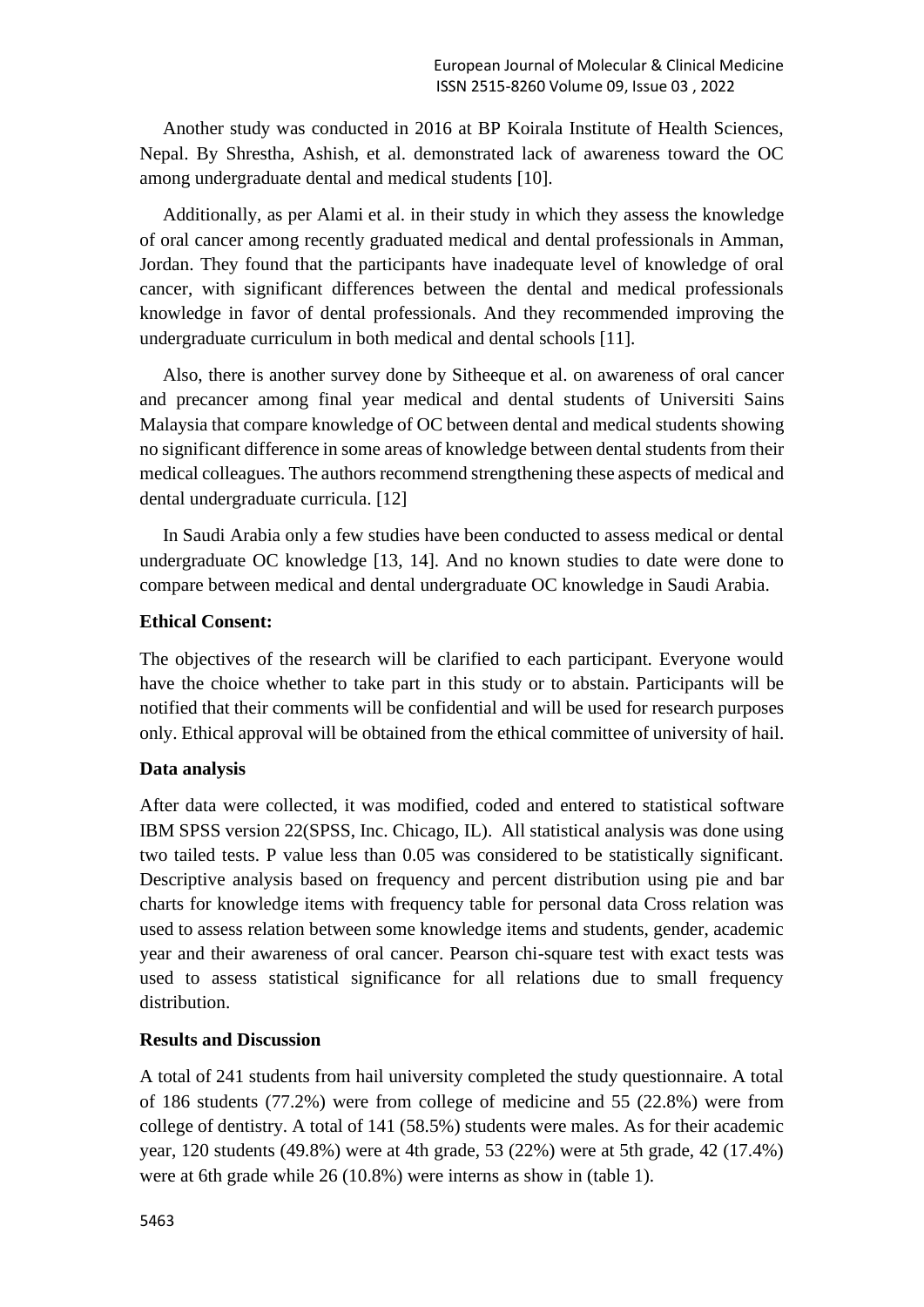Another study was conducted in 2016 at BP Koirala Institute of Health Sciences, Nepal. By Shrestha, Ashish, et al. demonstrated lack of awareness toward the OC among undergraduate dental and medical students [10].

Additionally, as per Alami et al. in their study in which they assess the knowledge of oral cancer among recently graduated medical and dental professionals in Amman, Jordan. They found that the participants have inadequate level of knowledge of oral cancer, with significant differences between the dental and medical professionals knowledge in favor of dental professionals. And they recommended improving the undergraduate curriculum in both medical and dental schools [11].

Also, there is another survey done by Sitheeque et al. on awareness of oral cancer and precancer among final year medical and dental students of Universiti Sains Malaysia that compare knowledge of OC between dental and medical students showing no significant difference in some areas of knowledge between dental students from their medical colleagues. The authors recommend strengthening these aspects of medical and dental undergraduate curricula. [12]

In Saudi Arabia only a few studies have been conducted to assess medical or dental undergraduate OC knowledge [13, 14]. And no known studies to date were done to compare between medical and dental undergraduate OC knowledge in Saudi Arabia.

**Ethical Consent:**

The objectives of the research will be clarified to each participant. Everyone would have the choice whether to take part in this study or to abstain. Participants will be notified that their comments will be confidential and will be used for research purposes only. Ethical approval will be obtained from the ethical committee of university of hail.

**Data analysis**

After data were collected, it was modified, coded and entered to statistical software IBM SPSS version 22(SPSS, Inc. Chicago, IL). All statistical analysis was done using two tailed tests. P value less than 0.05 was considered to be statistically significant. Descriptive analysis based on frequency and percent distribution using pie and bar charts for knowledge items with frequency table for personal data Cross relation was used to assess relation between some knowledge items and students, gender, academic year and their awareness of oral cancer. Pearson chi-square test with exact tests was used to assess statistical significance for all relations due to small frequency distribution.

**Results and Discussion**

A total of 241 students from hail university completed the study questionnaire. A total of 186 students (77.2%) were from college of medicine and 55 (22.8%) were from college of dentistry. A total of 141 (58.5%) students were males. As for their academic year, 120 students (49.8%) were at 4th grade, 53 (22%) were at 5th grade, 42 (17.4%) were at 6th grade while 26 (10.8%) were interns as show in (table 1).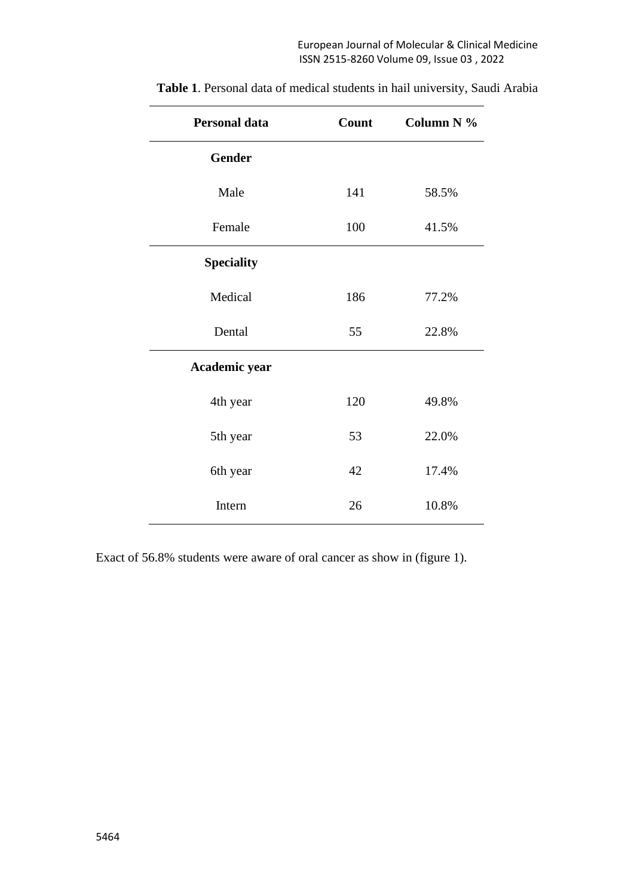**Table 1**. Personal data of medical students in hail university, Saudi Arabia

| Personal data | Count | Column N % |
|---|---|---|
| **Gender** | | |
| Male | 141 | 58.5% |
| Female | 100 | 41.5% |
| **Speciality** | | |
| Medical | 186 | 77.2% |
| Dental | 55 | 22.8% |
| **Academic year** | | |
| 4th year | 120 | 49.8% |
| 5th year | 53 | 22.0% |
| 6th year | 42 | 17.4% |
| Intern | 26 | 10.8% |

Exact of 56.8% students were aware of oral cancer as show in (figure 1).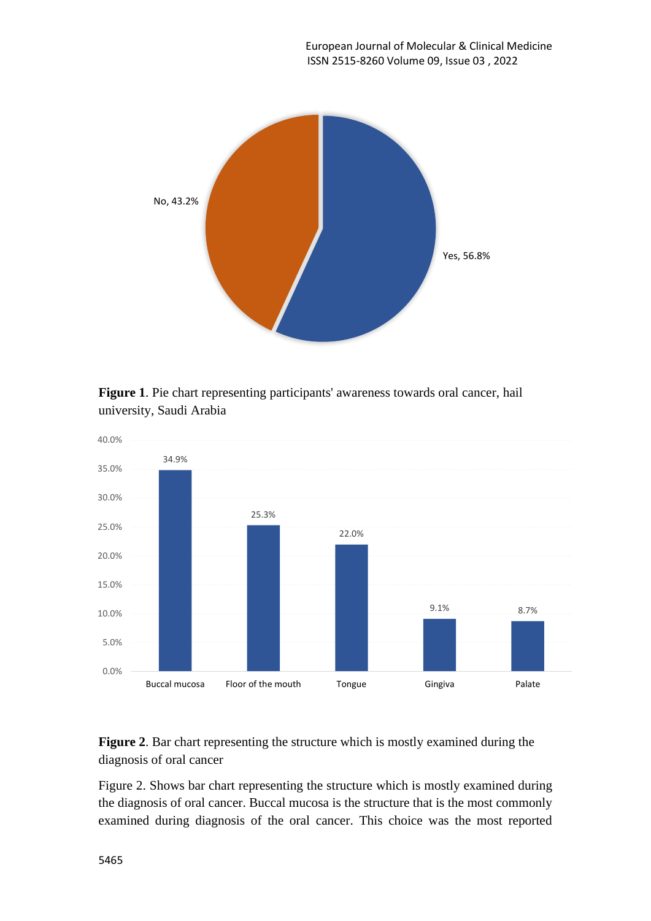**Figure 1**. Pie chart representing participants' awareness towards oral cancer, hail university, Saudi Arabia

**Figure 2**. Bar chart representing the structure which is mostly examined during the diagnosis of oral cancer

Figure 2. Shows bar chart representing the structure which is mostly examined during the diagnosis of oral cancer. Buccal mucosa is the structure that is the most commonly examined during diagnosis of the oral cancer. This choice was the most reported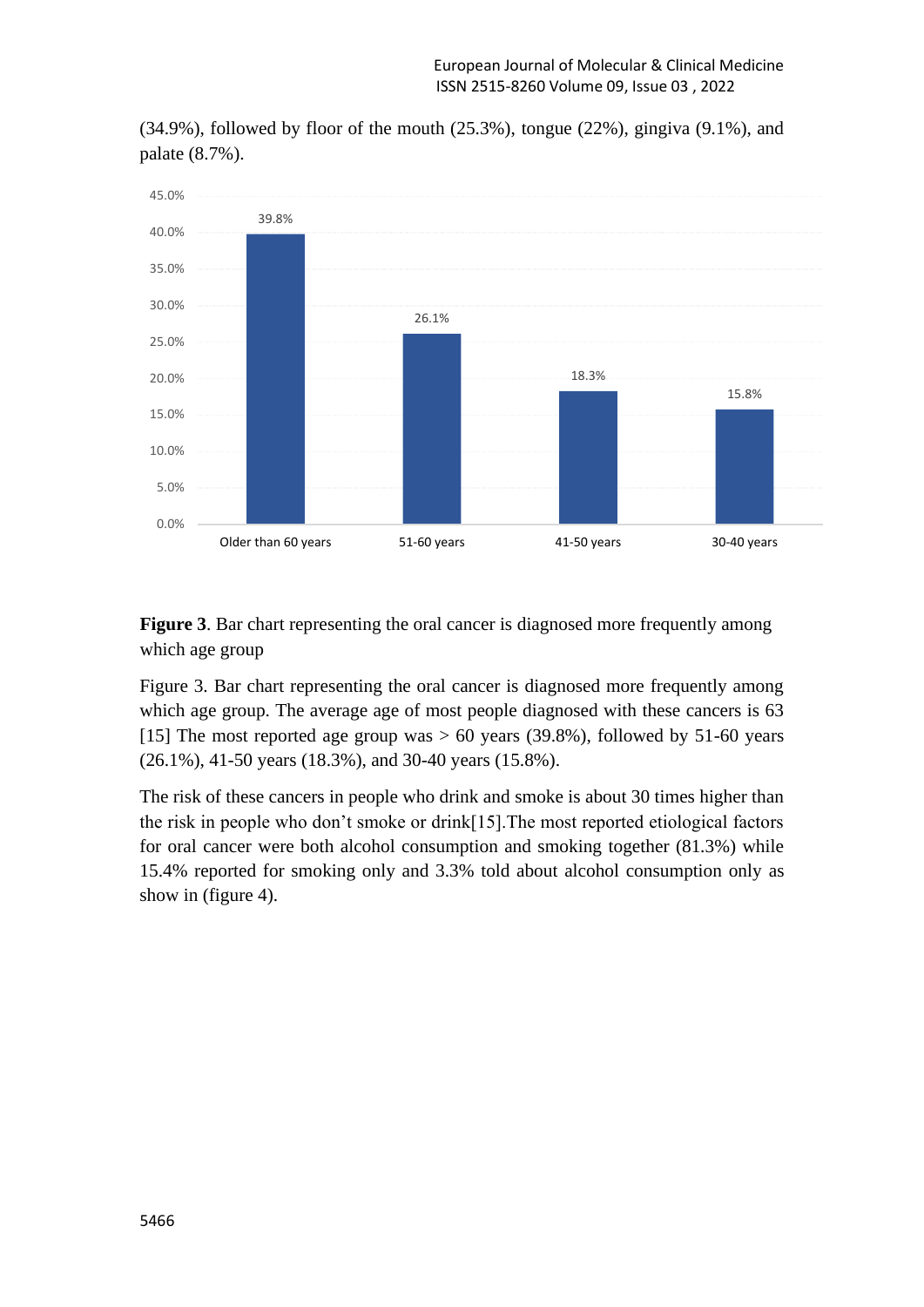(34.9%), followed by floor of the mouth (25.3%), tongue (22%), gingiva (9.1%), and palate (8.7%).

**Figure 3**. Bar chart representing the oral cancer is diagnosed more frequently among which age group

Figure 3. Bar chart representing the oral cancer is diagnosed more frequently among which age group. The average age of most people diagnosed with these cancers is 63 [15] The most reported age group was > 60 years (39.8%), followed by 51-60 years (26.1%), 41-50 years (18.3%), and 30-40 years (15.8%).

The risk of these cancers in people who drink and smoke is about 30 times higher than the risk in people who don't smoke or drink[15].The most reported etiological factors for oral cancer were both alcohol consumption and smoking together (81.3%) while 15.4% reported for smoking only and 3.3% told about alcohol consumption only as show in (figure 4).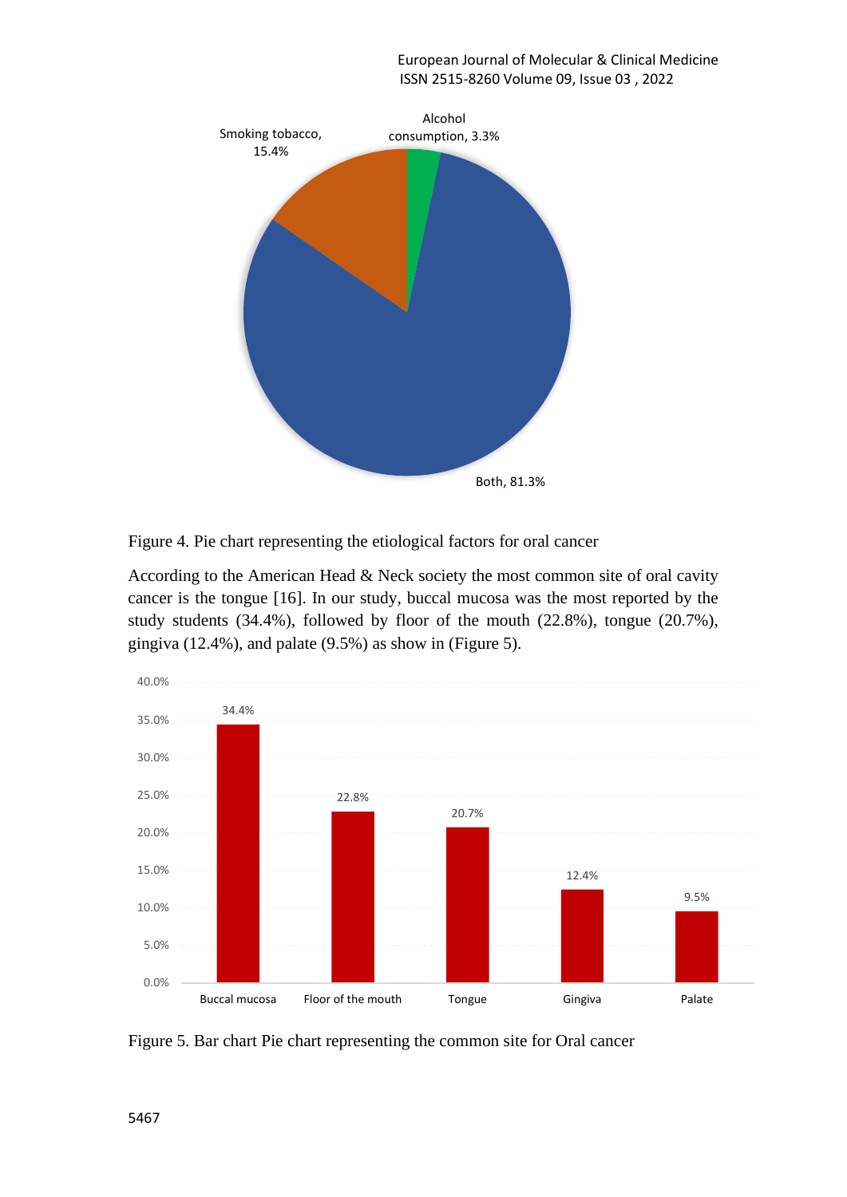Figure 4. Pie chart representing the etiological factors for oral cancer

According to the American Head & Neck society the most common site of oral cavity cancer is the tongue [16]. In our study, buccal mucosa was the most reported by the study students (34.4%), followed by floor of the mouth (22.8%), tongue (20.7%), gingiva (12.4%), and palate (9.5%) as show in (Figure 5).

Figure 5. Bar chart Pie chart representing the common site for Oral cancer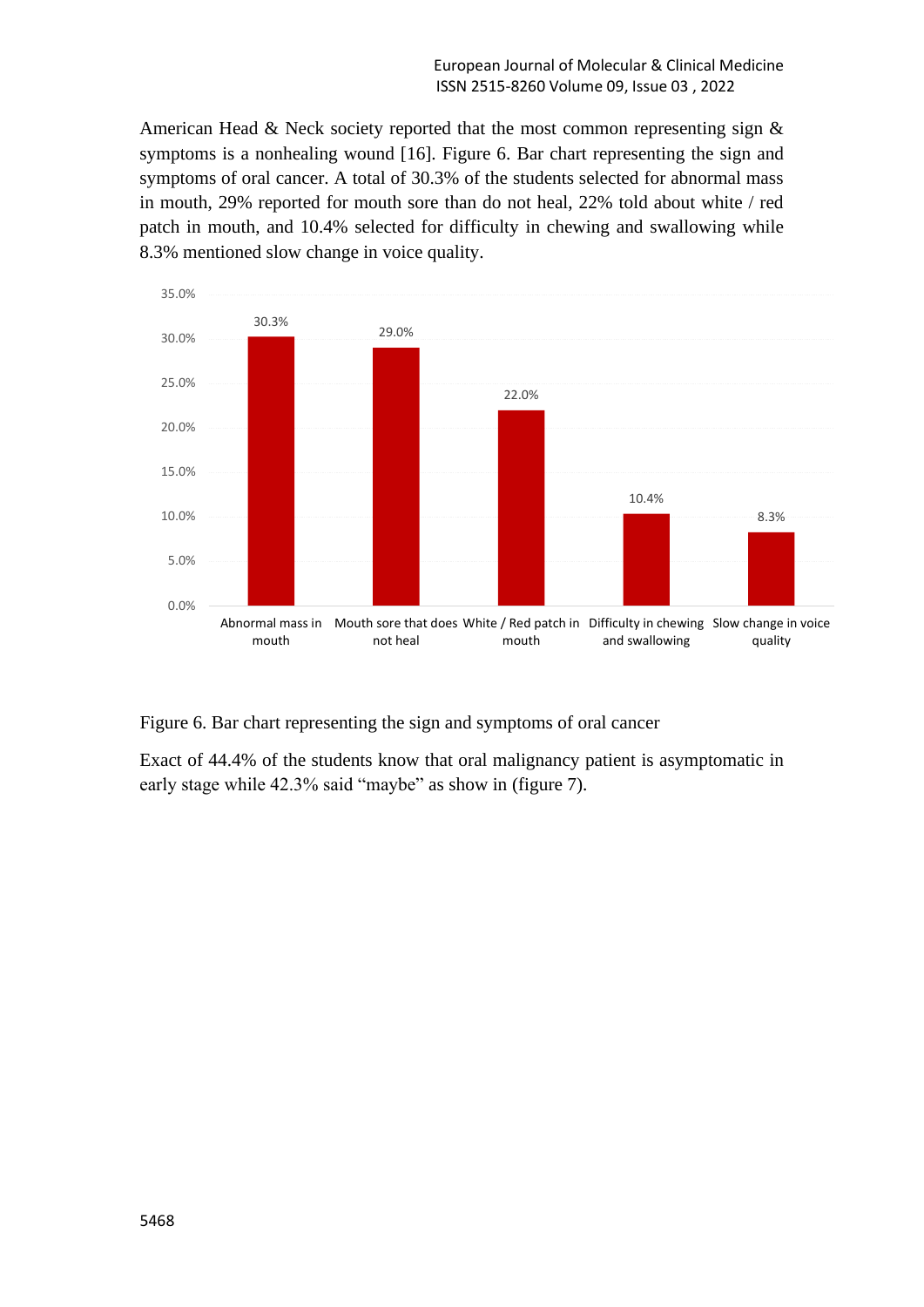American Head & Neck society reported that the most common representing sign & symptoms is a nonhealing wound [16]. Figure 6. Bar chart representing the sign and symptoms of oral cancer. A total of 30.3% of the students selected for abnormal mass in mouth, 29% reported for mouth sore than do not heal, 22% told about white / red patch in mouth, and 10.4% selected for difficulty in chewing and swallowing while 8.3% mentioned slow change in voice quality.

| Sign / Symptom | Percentage |
|---|---|
| Abnormal mass in mouth | 30.3% |
| Mouth sore that does not heal | 29.0% |
| White / Red patch in mouth | 22.0% |
| Difficulty in chewing and swallowing | 10.4% |
| Slow change in voice quality | 8.3% |

Figure 6. Bar chart representing the sign and symptoms of oral cancer

Exact of 44.4% of the students know that oral malignancy patient is asymptomatic in early stage while 42.3% said "maybe" as show in (figure 7).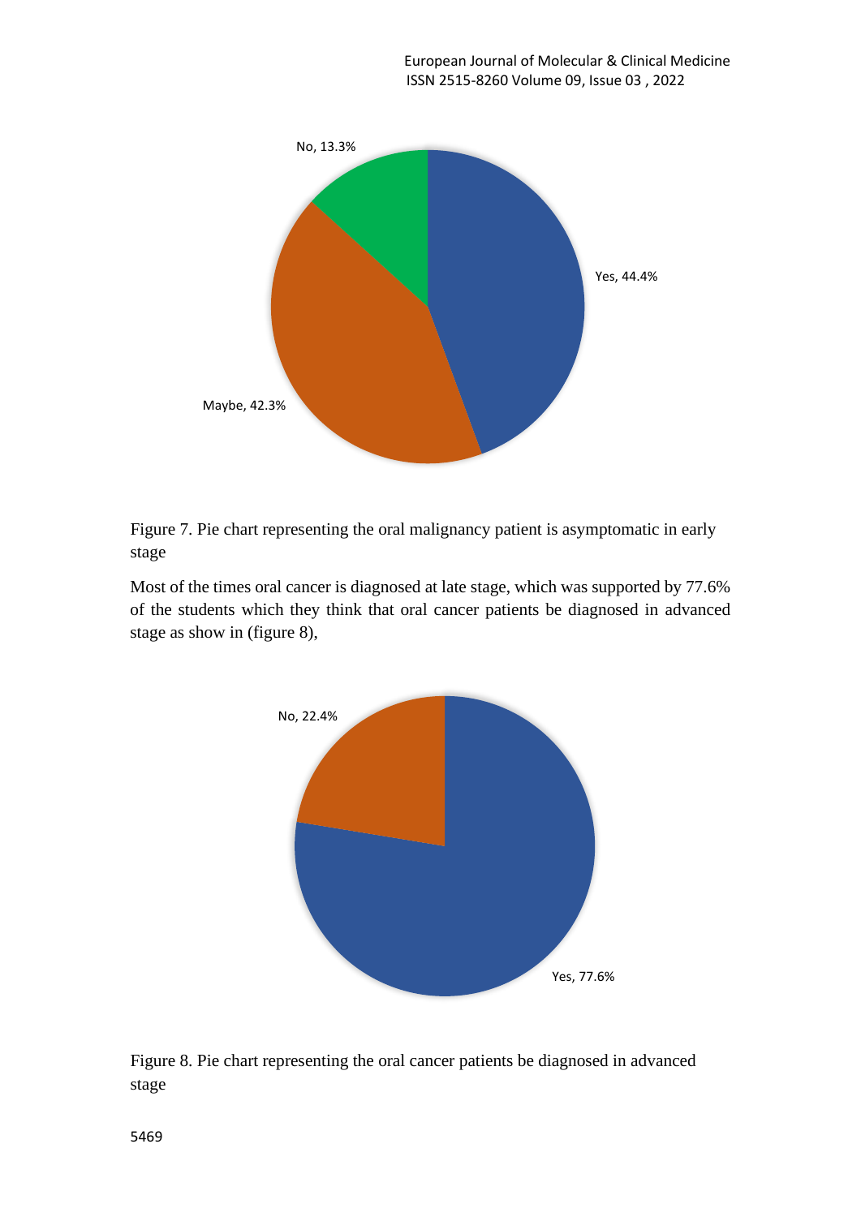Figure 7. Pie chart representing the oral malignancy patient is asymptomatic in early stage

Most of the times oral cancer is diagnosed at late stage, which was supported by 77.6% of the students which they think that oral cancer patients be diagnosed in advanced stage as show in (figure 8),

Figure 8. Pie chart representing the oral cancer patients be diagnosed in advanced stage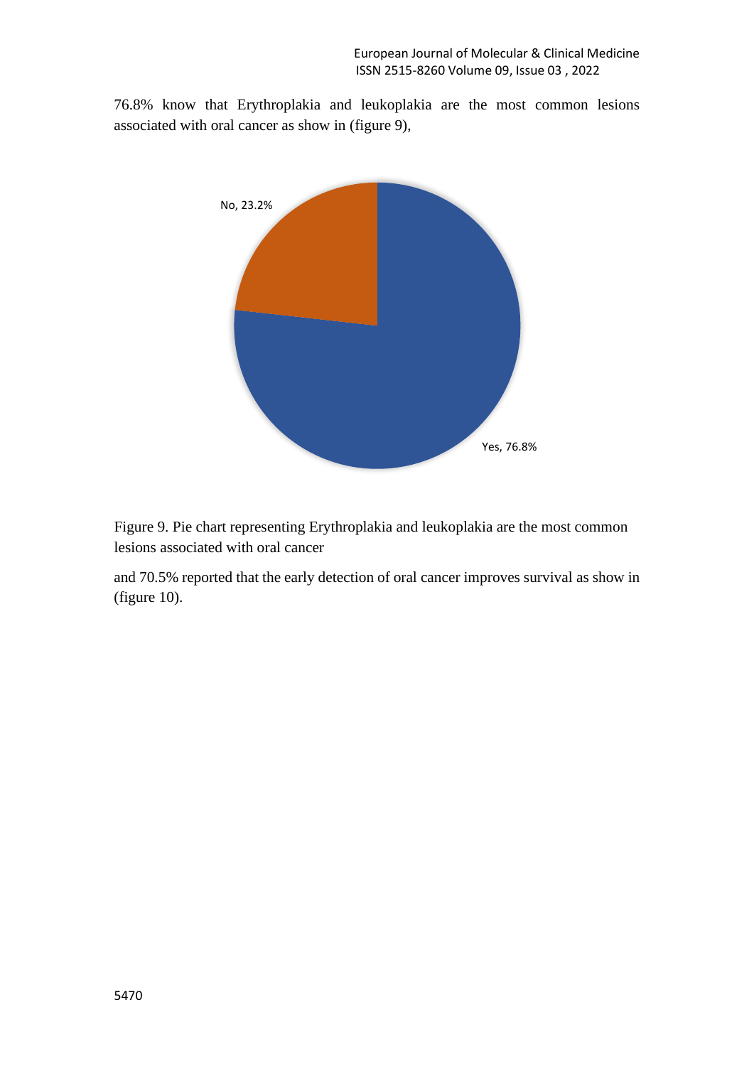76.8% know that Erythroplakia and leukoplakia are the most common lesions associated with oral cancer as show in (figure 9),

No, 23.2%

Yes, 76.8%

Figure 9. Pie chart representing Erythroplakia and leukoplakia are the most common lesions associated with oral cancer

and 70.5% reported that the early detection of oral cancer improves survival as show in (figure 10).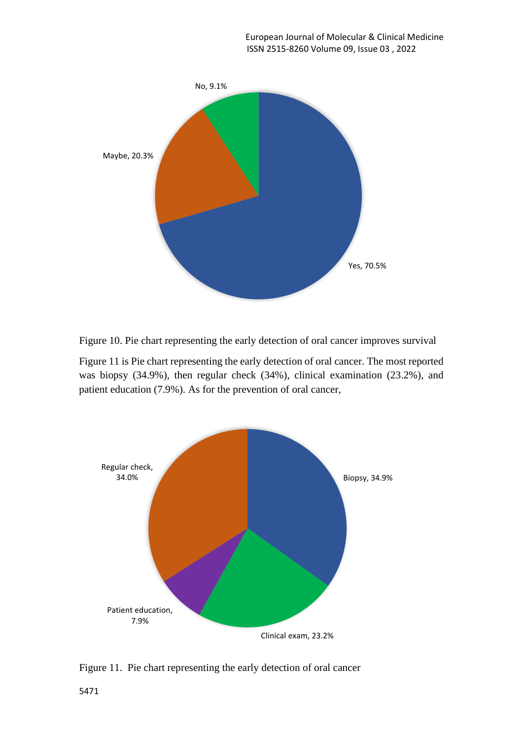Figure 10. Pie chart representing the early detection of oral cancer improves survival

Figure 11 is Pie chart representing the early detection of oral cancer. The most reported was biopsy (34.9%), then regular check (34%), clinical examination (23.2%), and patient education (7.9%). As for the prevention of oral cancer,

Figure 11. Pie chart representing the early detection of oral cancer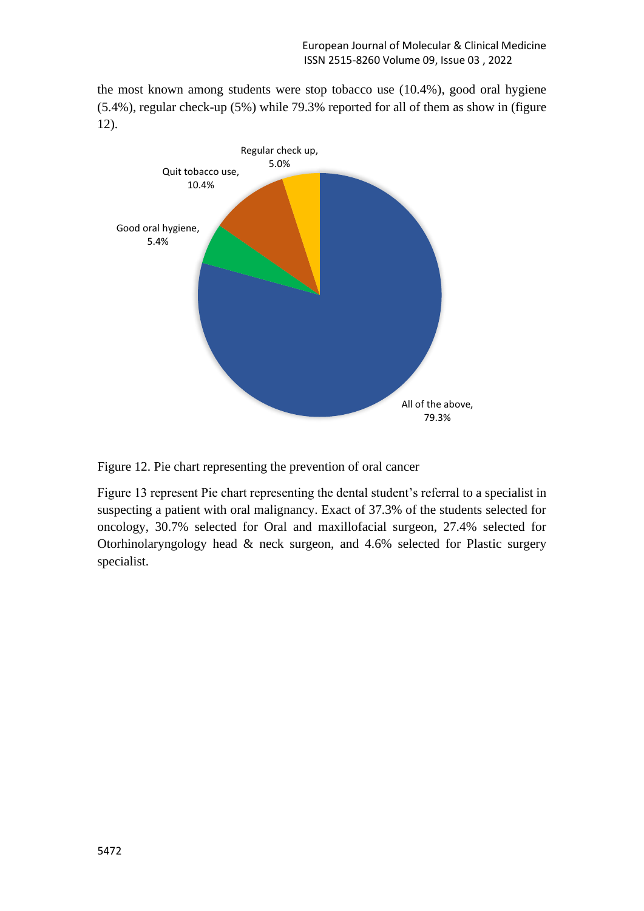the most known among students were stop tobacco use (10.4%), good oral hygiene (5.4%), regular check-up (5%) while 79.3% reported for all of them as show in (figure 12).

Figure 12. Pie chart representing the prevention of oral cancer

Figure 13 represent Pie chart representing the dental student's referral to a specialist in suspecting a patient with oral malignancy. Exact of 37.3% of the students selected for oncology, 30.7% selected for Oral and maxillofacial surgeon, 27.4% selected for Otorhinolaryngology head & neck surgeon, and 4.6% selected for Plastic surgery specialist.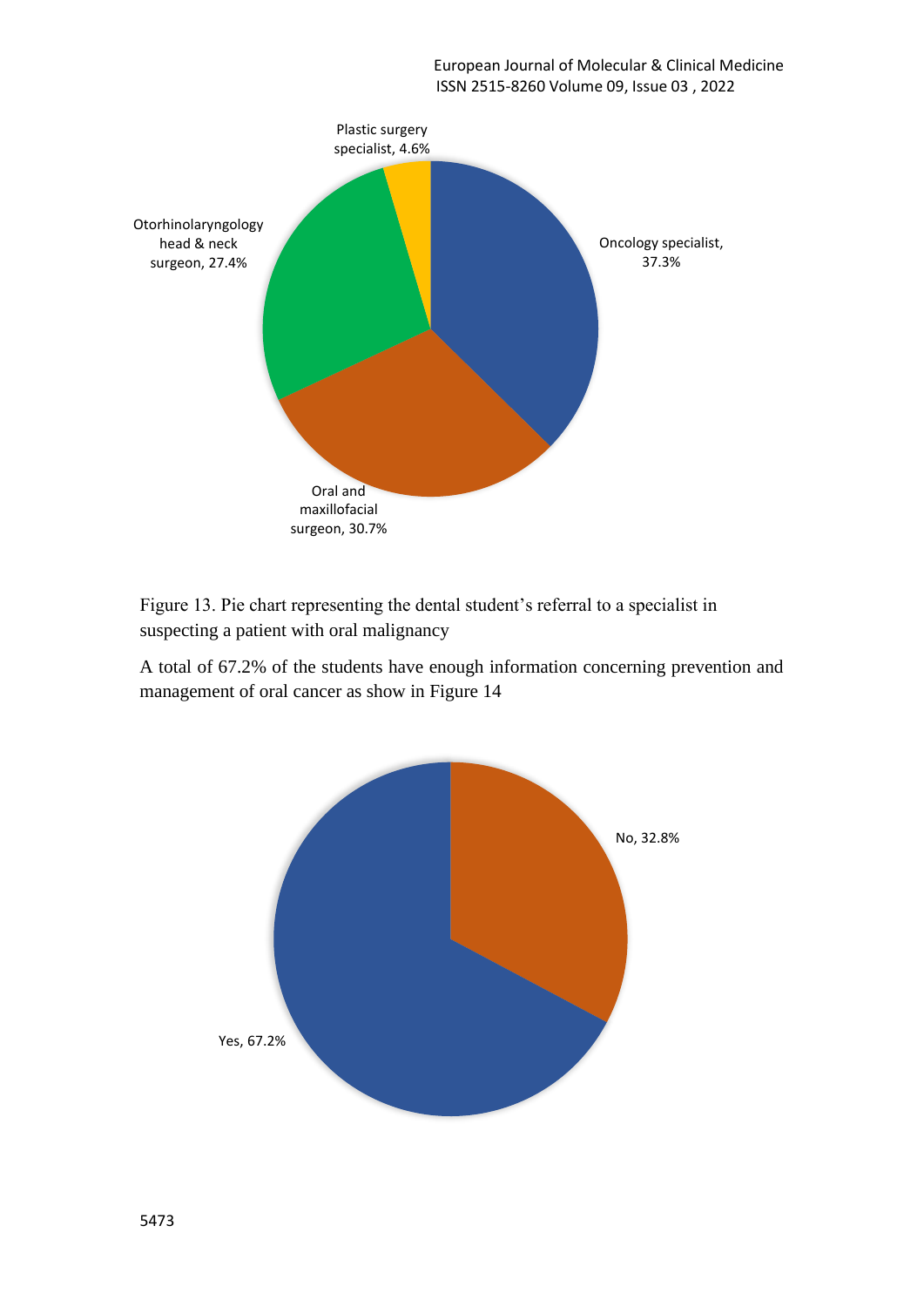Figure 13. Pie chart representing the dental student's referral to a specialist in suspecting a patient with oral malignancy

A total of 67.2% of the students have enough information concerning prevention and management of oral cancer as show in Figure 14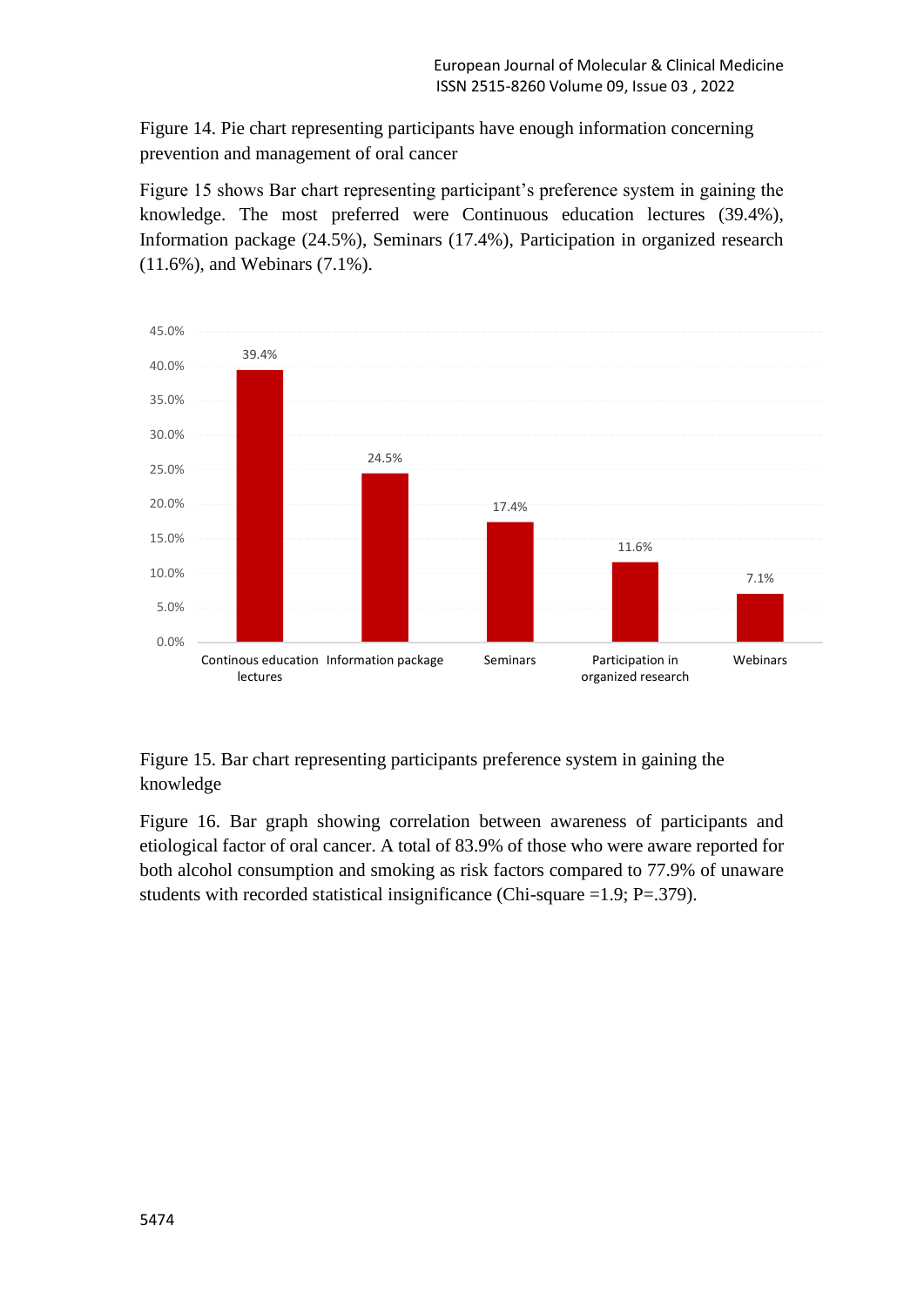Figure 14. Pie chart representing participants have enough information concerning prevention and management of oral cancer

Figure 15 shows Bar chart representing participant's preference system in gaining the knowledge. The most preferred were Continuous education lectures (39.4%), Information package (24.5%), Seminars (17.4%), Participation in organized research (11.6%), and Webinars (7.1%).

Figure 15. Bar chart representing participants preference system in gaining the knowledge

Figure 16. Bar graph showing correlation between awareness of participants and etiological factor of oral cancer. A total of 83.9% of those who were aware reported for both alcohol consumption and smoking as risk factors compared to 77.9% of unaware students with recorded statistical insignificance (Chi-square =1.9; P=.379).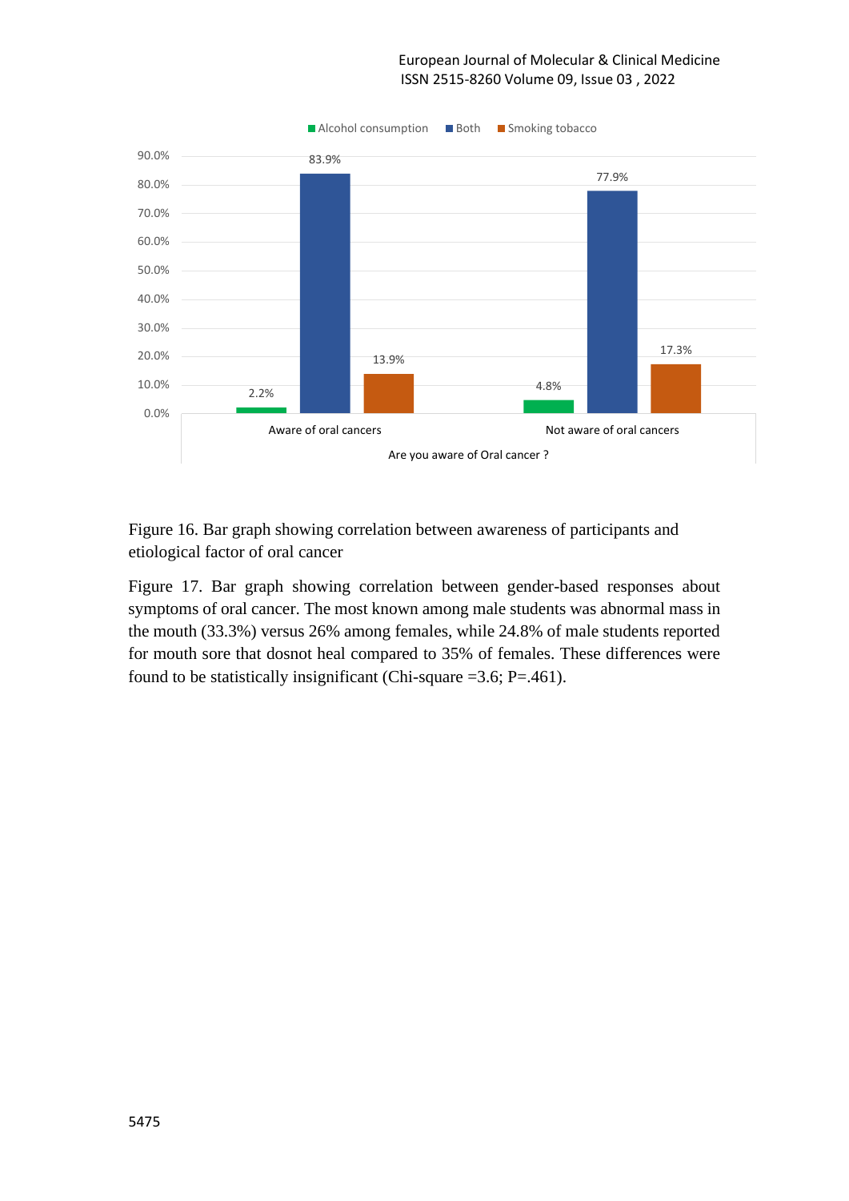Figure 16. Bar graph showing correlation between awareness of participants and etiological factor of oral cancer

Figure 17. Bar graph showing correlation between gender-based responses about symptoms of oral cancer. The most known among male students was abnormal mass in the mouth (33.3%) versus 26% among females, while 24.8% of male students reported for mouth sore that dosnot heal compared to 35% of females. These differences were found to be statistically insignificant (Chi-square =3.6; P=.461).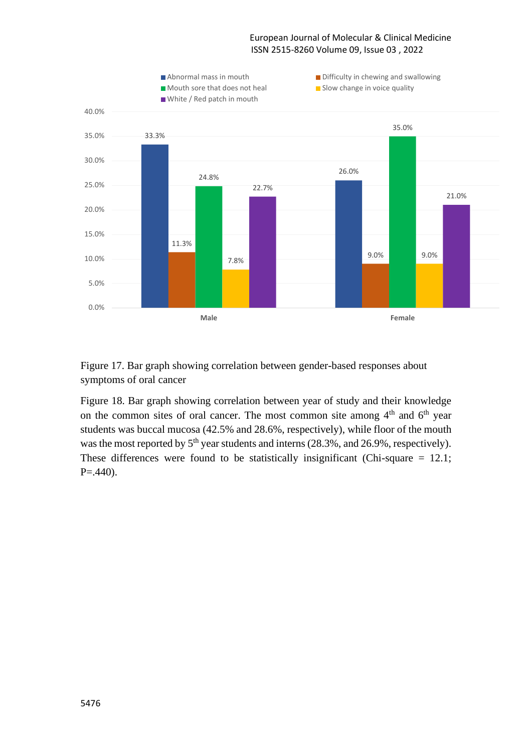Figure 17. Bar graph showing correlation between gender-based responses about symptoms of oral cancer

Figure 18. Bar graph showing correlation between year of study and their knowledge on the common sites of oral cancer. The most common site among 4th and 6th year students was buccal mucosa (42.5% and 28.6%, respectively), while floor of the mouth was the most reported by 5th year students and interns (28.3%, and 26.9%, respectively). These differences were found to be statistically insignificant (Chi-square = 12.1; P=.440).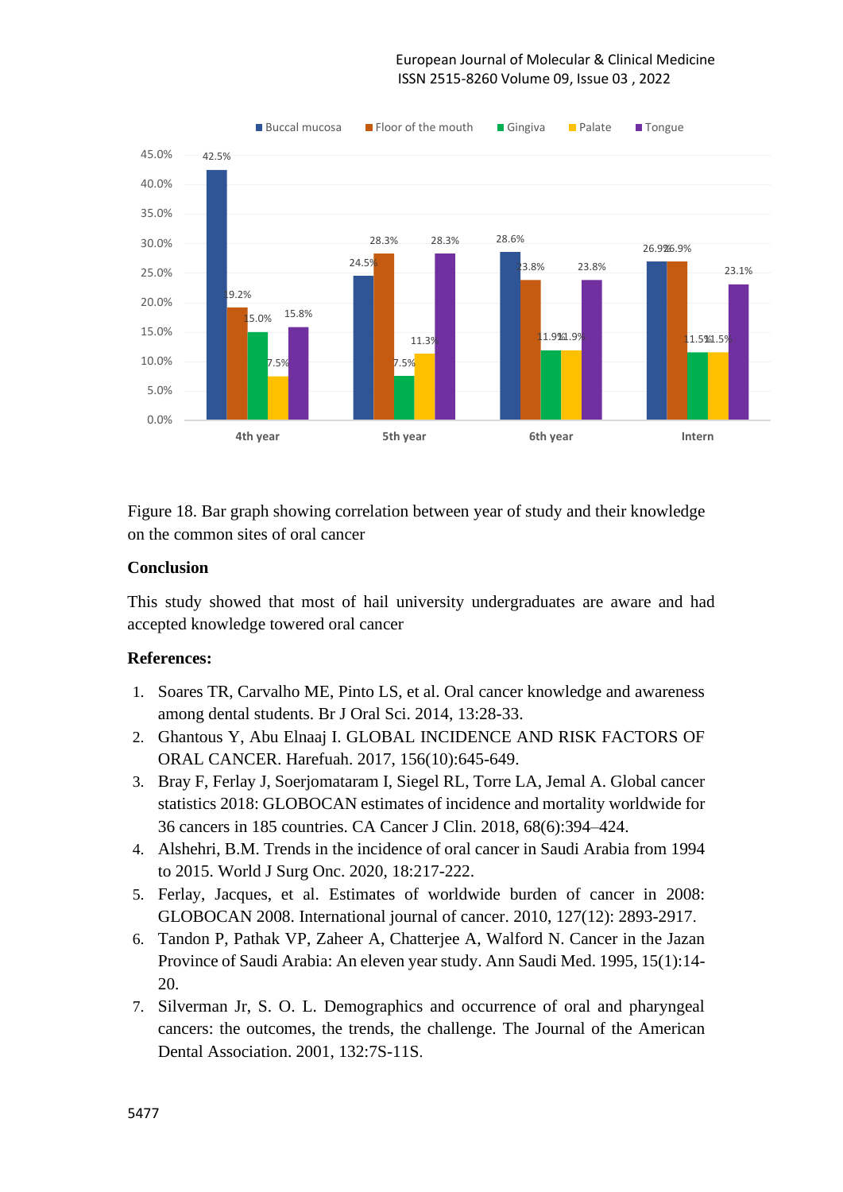Figure 18. Bar graph showing correlation between year of study and their knowledge on the common sites of oral cancer

**Conclusion**

This study showed that most of hail university undergraduates are aware and had accepted knowledge towered oral cancer

**References:**

1. Soares TR, Carvalho ME, Pinto LS, et al. Oral cancer knowledge and awareness among dental students. Br J Oral Sci. 2014, 13:28-33.
2. Ghantous Y, Abu Elnaaj I. GLOBAL INCIDENCE AND RISK FACTORS OF ORAL CANCER. Harefuah. 2017, 156(10):645-649.
3. Bray F, Ferlay J, Soerjomataram I, Siegel RL, Torre LA, Jemal A. Global cancer statistics 2018: GLOBOCAN estimates of incidence and mortality worldwide for 36 cancers in 185 countries. CA Cancer J Clin. 2018, 68(6):394–424.
4. Alshehri, B.M. Trends in the incidence of oral cancer in Saudi Arabia from 1994 to 2015. World J Surg Onc. 2020, 18:217-222.
5. Ferlay, Jacques, et al. Estimates of worldwide burden of cancer in 2008: GLOBOCAN 2008. International journal of cancer. 2010, 127(12): 2893-2917.
6. Tandon P, Pathak VP, Zaheer A, Chatterjee A, Walford N. Cancer in the Jazan Province of Saudi Arabia: An eleven year study. Ann Saudi Med. 1995, 15(1):14-20.
7. Silverman Jr, S. O. L. Demographics and occurrence of oral and pharyngeal cancers: the outcomes, the trends, the challenge. The Journal of the American Dental Association. 2001, 132:7S-11S.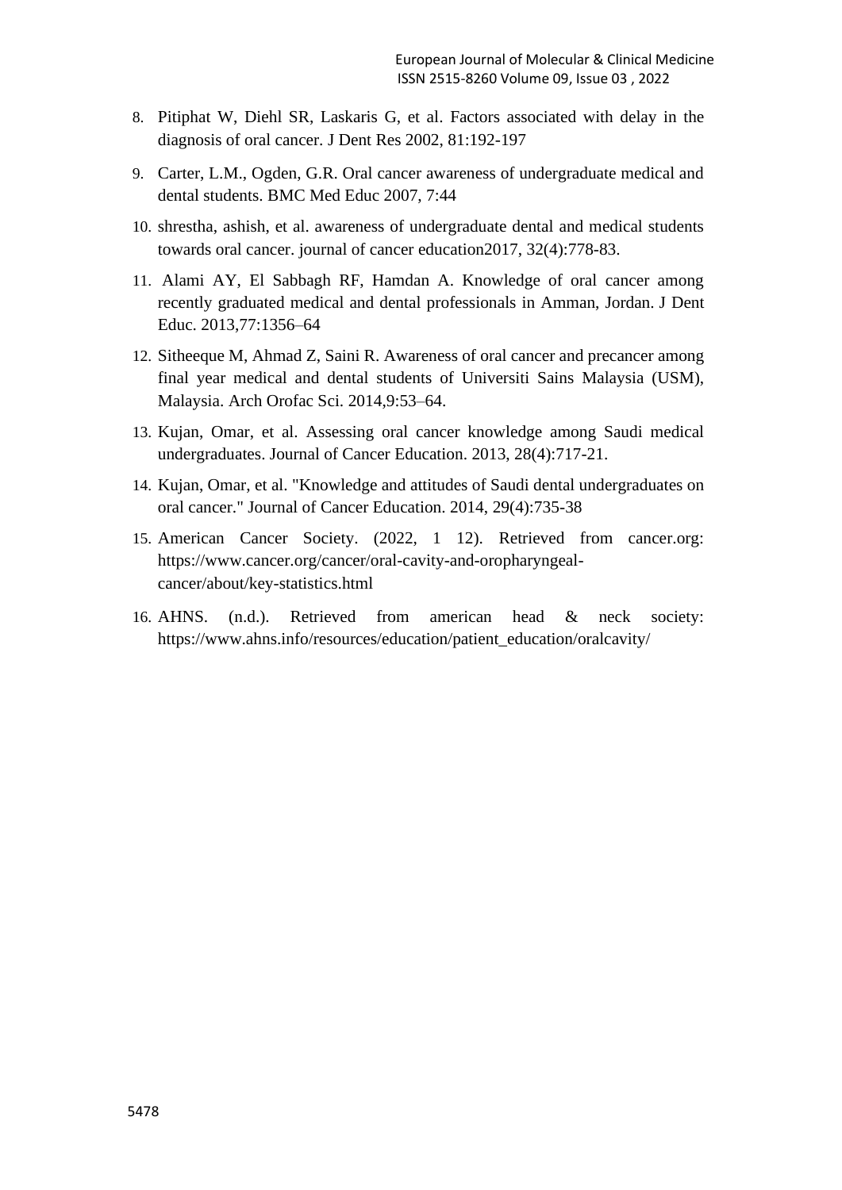8. Pitiphat W, Diehl SR, Laskaris G, et al. Factors associated with delay in the diagnosis of oral cancer. J Dent Res 2002, 81:192-197
9. Carter, L.M., Ogden, G.R. Oral cancer awareness of undergraduate medical and dental students. BMC Med Educ 2007, 7:44
10. shrestha, ashish, et al. awareness of undergraduate dental and medical students towards oral cancer. journal of cancer education2017, 32(4):778-83.
11. Alami AY, El Sabbagh RF, Hamdan A. Knowledge of oral cancer among recently graduated medical and dental professionals in Amman, Jordan. J Dent Educ. 2013,77:1356–64
12. Sitheeque M, Ahmad Z, Saini R. Awareness of oral cancer and precancer among final year medical and dental students of Universiti Sains Malaysia (USM), Malaysia. Arch Orofac Sci. 2014,9:53–64.
13. Kujan, Omar, et al. Assessing oral cancer knowledge among Saudi medical undergraduates. Journal of Cancer Education. 2013, 28(4):717-21.
14. Kujan, Omar, et al. "Knowledge and attitudes of Saudi dental undergraduates on oral cancer." Journal of Cancer Education. 2014, 29(4):735-38
15. American Cancer Society. (2022, 1 12). Retrieved from cancer.org: https://www.cancer.org/cancer/oral-cavity-and-oropharyngeal-cancer/about/key-statistics.html
16. AHNS. (n.d.). Retrieved from american head & neck society: https://www.ahns.info/resources/education/patient_education/oralcavity/